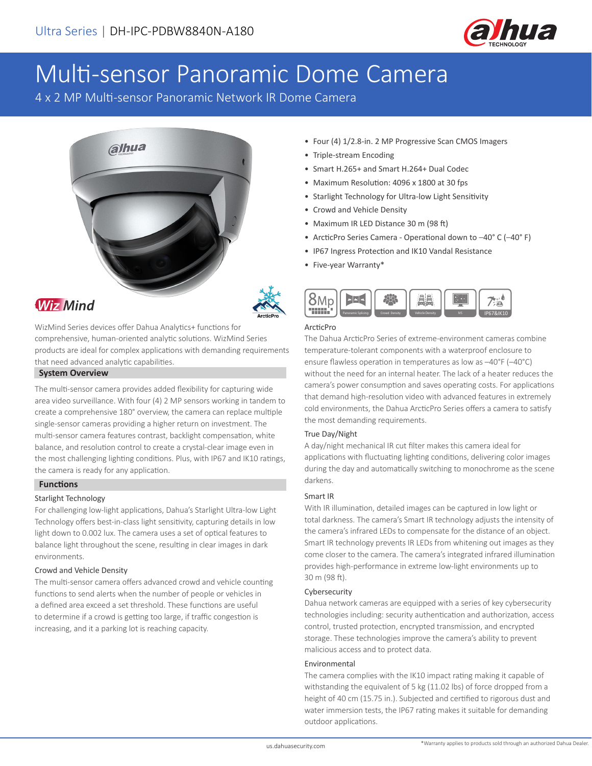Ultra Series | DH-IPC-PDBW8840N-A180

# Multi-sensor Panoramic Dome Camera

4 x 2 MP Multi-sensor Panoramic Network IR Dome Camera

- Four (4) 1/2.8-in. 2 MP Progressive Scan CMOS Imagers
- Triple-stream Encoding
- Smart H.265+ and Smart H.264+ Dual Codec
- Maximum Resolution: 4096 x 1800 at 30 fps
- Starlight Technology for Ultra-low Light Sensitivity
- Crowd and Vehicle Density
- Maximum IR LED Distance 30 m (98 ft)
- ArcticPro Series Camera - Operational down to –40° C (–40° F)
- IP67 Ingress Protection and IK10 Vandal Resistance
- Five-year Warranty*

WizMind Series devices offer Dahua Analytics+ functions for comprehensive, human-oriented analytic solutions. WizMind Series products are ideal for complex applications with demanding requirements that need advanced analytic capabilities.

## System Overview

The multi-sensor camera provides added flexibility for capturing wide area video surveillance. With four (4) 2 MP sensors working in tandem to create a comprehensive 180° overview, the camera can replace multiple single-sensor cameras providing a higher return on investment. The multi-sensor camera features contrast, backlight compensation, white balance, and resolution control to create a crystal-clear image even in the most challenging lighting conditions. Plus, with IP67 and IK10 ratings, the camera is ready for any application.

## Functions

### Starlight Technology

For challenging low-light applications, Dahua's Starlight Ultra-low Light Technology offers best-in-class light sensitivity, capturing details in low light down to 0.002 lux. The camera uses a set of optical features to balance light throughout the scene, resulting in clear images in dark environments.

### Crowd and Vehicle Density

The multi-sensor camera offers advanced crowd and vehicle counting functions to send alerts when the number of people or vehicles in a defined area exceed a set threshold. These functions are useful to determine if a crowd is getting too large, if traffic congestion is increasing, and it a parking lot is reaching capacity.

### ArcticPro

The Dahua ArcticPro Series of extreme-environment cameras combine temperature-tolerant components with a waterproof enclosure to ensure flawless operation in temperatures as low as –40°F (–40°C) without the need for an internal heater. The lack of a heater reduces the camera's power consumption and saves operating costs. For applications that demand high-resolution video with advanced features in extremely cold environments, the Dahua ArcticPro Series offers a camera to satisfy the most demanding requirements.

### True Day/Night

A day/night mechanical IR cut filter makes this camera ideal for applications with fluctuating lighting conditions, delivering color images during the day and automatically switching to monochrome as the scene darkens.

### Smart IR

With IR illumination, detailed images can be captured in low light or total darkness. The camera's Smart IR technology adjusts the intensity of the camera's infrared LEDs to compensate for the distance of an object. Smart IR technology prevents IR LEDs from whitening out images as they come closer to the camera. The camera's integrated infrared illumination provides high-performance in extreme low-light environments up to 30 m (98 ft).

### Cybersecurity

Dahua network cameras are equipped with a series of key cybersecurity technologies including: security authentication and authorization, access control, trusted protection, encrypted transmission, and encrypted storage. These technologies improve the camera's ability to prevent malicious access and to protect data.

### Environmental

The camera complies with the IK10 impact rating making it capable of withstanding the equivalent of 5 kg (11.02 lbs) of force dropped from a height of 40 cm (15.75 in.). Subjected and certified to rigorous dust and water immersion tests, the IP67 rating makes it suitable for demanding outdoor applications.

*Warranty applies to products sold through an authorized Dahua Dealer.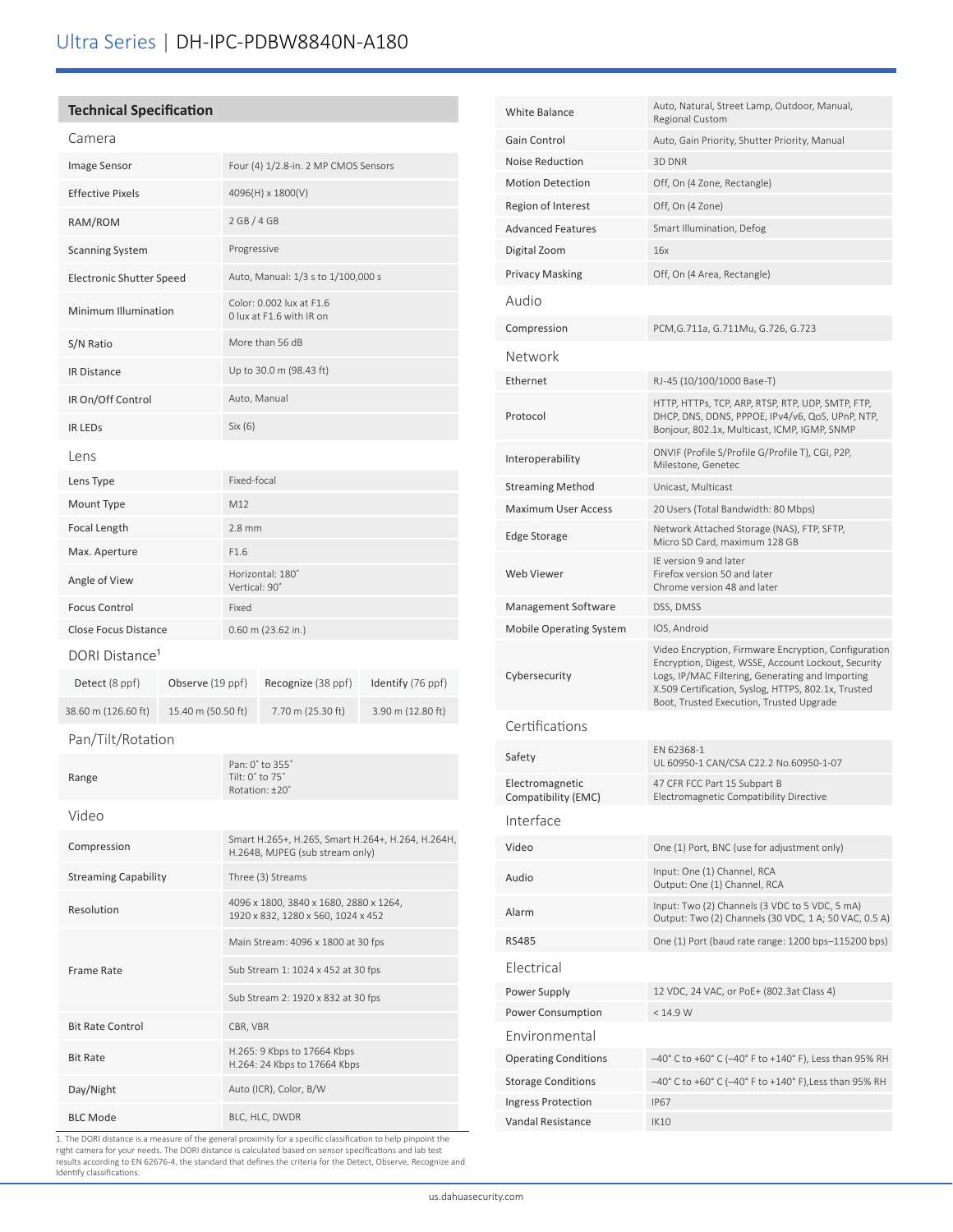# Ultra Series | DH-IPC-PDBW8840N-A180

## Technical Specification

### Camera

| | |
|---|---|
| Image Sensor | Four (4) 1/2.8-in. 2 MP CMOS Sensors |
| Effective Pixels | 4096(H) x 1800(V) |
| RAM/ROM | 2 GB / 4 GB |
| Scanning System | Progressive |
| Electronic Shutter Speed | Auto, Manual: 1/3 s to 1/100,000 s |
| Minimum Illumination | Color: 0.002 lux at F1.6<br>0 lux at F1.6 with IR on |
| S/N Ratio | More than 56 dB |
| IR Distance | Up to 30.0 m (98.43 ft) |
| IR On/Off Control | Auto, Manual |
| IR LEDs | Six (6) |

### Lens

| | |
|---|---|
| Lens Type | Fixed-focal |
| Mount Type | M12 |
| Focal Length | 2.8 mm |
| Max. Aperture | F1.6 |
| Angle of View | Horizontal: 180˚<br>Vertical: 90˚ |
| Focus Control | Fixed |
| Close Focus Distance | 0.60 m (23.62 in.) |

### DORI Distance[1]

| Detect (8 ppf) | Observe (19 ppf) | Recognize (38 ppf) | Identify (76 ppf) |
|---|---|---|---|
| 38.60 m (126.60 ft) | 15.40 m (50.50 ft) | 7.70 m (25.30 ft) | 3.90 m (12.80 ft) |

### Pan/Tilt/Rotation

| | |
|---|---|
| Range | Pan: 0˚ to 355˚<br>Tilt: 0˚ to 75˚<br>Rotation: ±20˚ |

### Video

| | |
|---|---|
| Compression | Smart H.265+, H.265, Smart H.264+, H.264, H.264H, H.264B, MJPEG (sub stream only) |
| Streaming Capability | Three (3) Streams |
| Resolution | 4096 x 1800, 3840 x 1680, 2880 x 1264, 1920 x 832, 1280 x 560, 1024 x 452 |
| Frame Rate | Main Stream: 4096 x 1800 at 30 fps |
| | Sub Stream 1: 1024 x 452 at 30 fps |
| | Sub Stream 2: 1920 x 832 at 30 fps |
| Bit Rate Control | CBR, VBR |
| Bit Rate | H.265: 9 Kbps to 17664 Kbps<br>H.264: 24 Kbps to 17664 Kbps |
| Day/Night | Auto (ICR), Color, B/W |
| BLC Mode | BLC, HLC, DWDR |
| White Balance | Auto, Natural, Street Lamp, Outdoor, Manual, Regional Custom |
| Gain Control | Auto, Gain Priority, Shutter Priority, Manual |
| Noise Reduction | 3D DNR |
| Motion Detection | Off, On (4 Zone, Rectangle) |
| Region of Interest | Off, On (4 Zone) |
| Advanced Features | Smart Illumination, Defog |
| Digital Zoom | 16x |
| Privacy Masking | Off, On (4 Area, Rectangle) |

### Audio

| | |
|---|---|
| Compression | PCM,G.711a, G.711Mu, G.726, G.723 |

### Network

| | |
|---|---|
| Ethernet | RJ-45 (10/100/1000 Base-T) |
| Protocol | HTTP, HTTPs, TCP, ARP, RTSP, RTP, UDP, SMTP, FTP, DHCP, DNS, DDNS, PPPOE, IPv4/v6, QoS, UPnP, NTP, Bonjour, 802.1x, Multicast, ICMP, IGMP, SNMP |
| Interoperability | ONVIF (Profile S/Profile G/Profile T), CGI, P2P, Milestone, Genetec |
| Streaming Method | Unicast, Multicast |
| Maximum User Access | 20 Users (Total Bandwidth: 80 Mbps) |
| Edge Storage | Network Attached Storage (NAS), FTP, SFTP, Micro SD Card, maximum 128 GB |
| Web Viewer | IE version 9 and later<br>Firefox version 50 and later<br>Chrome version 48 and later |
| Management Software | DSS, DMSS |
| Mobile Operating System | IOS, Android |
| Cybersecurity | Video Encryption, Firmware Encryption, Configuration Encryption, Digest, WSSE, Account Lockout, Security Logs, IP/MAC Filtering, Generating and Importing X.509 Certification, Syslog, HTTPS, 802.1x, Trusted Boot, Trusted Execution, Trusted Upgrade |

### Certifications

| | |
|---|---|
| Safety | EN 62368-1<br>UL 60950-1 CAN/CSA C22.2 No.60950-1-07 |
| Electromagnetic Compatibility (EMC) | 47 CFR FCC Part 15 Subpart B<br>Electromagnetic Compatibility Directive |

### Interface

| | |
|---|---|
| Video | One (1) Port, BNC (use for adjustment only) |
| Audio | Input: One (1) Channel, RCA<br>Output: One (1) Channel, RCA |
| Alarm | Input: Two (2) Channels (3 VDC to 5 VDC, 5 mA)<br>Output: Two (2) Channels (30 VDC, 1 A; 50 VAC, 0.5 A) |
| RS485 | One (1) Port (baud rate range: 1200 bps–115200 bps) |

### Electrical

| | |
|---|---|
| Power Supply | 12 VDC, 24 VAC, or PoE+ (802.3at Class 4) |
| Power Consumption | < 14.9 W |

### Environmental

| | |
|---|---|
| Operating Conditions | –40° C to +60° C (–40° F to +140° F), Less than 95% RH |
| Storage Conditions | –40° C to +60° C (–40° F to +140° F),Less than 95% RH |
| Ingress Protection | IP67 |
| Vandal Resistance | IK10 |

1. The DORI distance is a measure of the general proximity for a specific classification to help pinpoint the right camera for your needs. The DORI distance is calculated based on sensor specifications and lab test results according to EN 62676-4, the standard that defines the criteria for the Detect, Observe, Recognize and Identify classifications.

us.dahuasecurity.com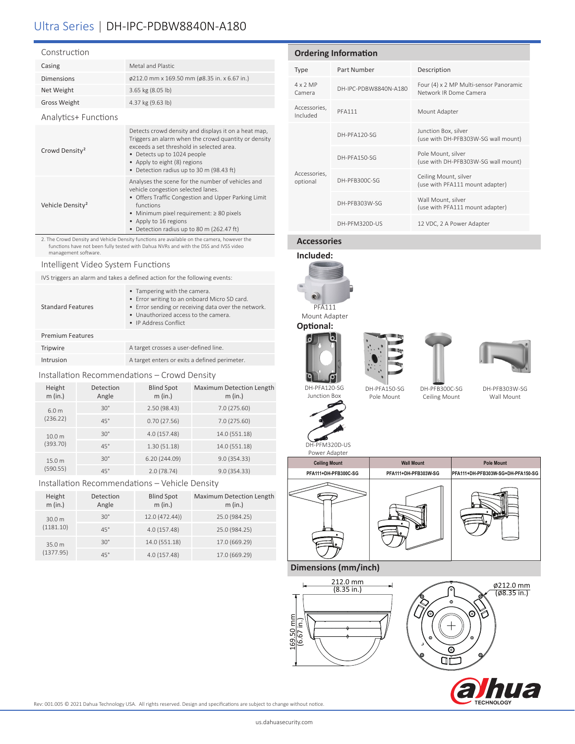## Construction

| | |
|---|---|
| Casing | Metal and Plastic |
| Dimensions | ø212.0 mm x 169.50 mm (ø8.35 in. x 6.67 in.) |
| Net Weight | 3.65 kg (8.05 lb) |
| Gross Weight | 4.37 kg (9.63 lb) |

## Analytics+ Functions

| | |
|---|---|
| Crowd Density[2] | Detects crowd density and displays it on a heat map, Triggers an alarm when the crowd quantity or density exceeds a set threshold in selected area. • Detects up to 1024 people • Apply to eight (8) regions • Detection radius up to 30 m (98.43 ft) |
| Vehicle Density[2] | Analyses the scene for the number of vehicles and vehicle congestion selected lanes. • Offers Traffic Congestion and Upper Parking Limit functions • Minimum pixel requirement: ≥ 80 pixels • Apply to 16 regions • Detection radius up to 80 m (262.47 ft) |

2. The Crowd Density and Vehicle Density functions are available on the camera, however the functions have not been fully tested with Dahua NVRs and with the DSS and IVSS video management software.

## Intelligent Video System Functions

IVS triggers an alarm and takes a defined action for the following events:

| | |
|---|---|
| Standard Features | • Tampering with the camera. • Error writing to an onboard Micro SD card. • Error sending or receiving data over the network. • Unauthorized access to the camera. • IP Address Conflict |
| Premium Features | |
| Tripwire | A target crosses a user-defined line. |
| Intrusion | A target enters or exits a defined perimeter. |

## Installation Recommendations – Crowd Density

| Height m (in.) | Detection Angle | Blind Spot m (in.) | Maximum Detection Length m (in.) |
|---|---|---|---|
| 6.0 m (236.22) | 30° | 2.50 (98.43) | 7.0 (275.60) |
| | 45° | 0.70 (27.56) | 7.0 (275.60) |
| 10.0 m (393.70) | 30° | 4.0 (157.48) | 14.0 (551.18) |
| | 45° | 1.30 (51.18) | 14.0 (551.18) |
| 15.0 m (590.55) | 30° | 6.20 (244.09) | 9.0 (354.33) |
| | 45° | 2.0 (78.74) | 9.0 (354.33) |

## Installation Recommendations – Vehicle Density

| Height m (in.) | Detection Angle | Blind Spot m (in.) | Maximum Detection Length m (in.) |
|---|---|---|---|
| 30.0 m (1181.10) | 30° | 12.0 (472.44)) | 25.0 (984.25) |
| | 45° | 4.0 (157.48) | 25.0 (984.25) |
| 35.0 m (1377.95) | 30° | 14.0 (551.18) | 17.0 (669.29) |
| | 45° | 4.0 (157.48) | 17.0 (669.29) |

## Ordering Information

| Type | Part Number | Description |
|---|---|---|
| 4 x 2 MP Camera | DH-IPC-PDBW8840N-A180 | Four (4) x 2 MP Multi-sensor Panoramic Network IR Dome Camera |
| Accessories, Included | PFA111 | Mount Adapter |
| Accessories, optional | DH-PFA120-SG | Junction Box, silver (use with DH-PFB303W-SG wall mount) |
| | DH-PFA150-SG | Pole Mount, silver (use with DH-PFB303W-SG wall mount) |
| | DH-PFB300C-SG | Ceiling Mount, silver (use with PFA111 mount adapter) |
| | DH-PFB303W-SG | Wall Mount, silver (use with PFA111 mount adapter) |
| | DH-PFM320D-US | 12 VDC, 2 A Power Adapter |

## Accessories

**Included:**

PFA111
Mount Adapter

**Optional:**

DH-PFA120-SG
Junction Box

DH-PFA150-SG
Pole Mount

DH-PFB300C-SG
Ceiling Mount

DH-PFB303W-SG
Wall Mount

DH-PFM320D-US
Power Adapter

| Ceiling Mount | Wall Mount | Pole Mount |
|---|---|---|
| PFA111+DH-PFB300C-SG | PFA111+DH-PFB303W-SG | PFA111+DH-PFB303W-SG+DH-PFA150-SG |

## Dimensions (mm/inch)

212.0 mm
(8.35 in.)

169.50 mm
(6.67 in.)

ø212.0 mm
(ø8.35 in.)

Rev: 001.005 © 2021 Dahua Technology USA. All rights reserved. Design and specifications are subject to change without notice.

us.dahuasecurity.com